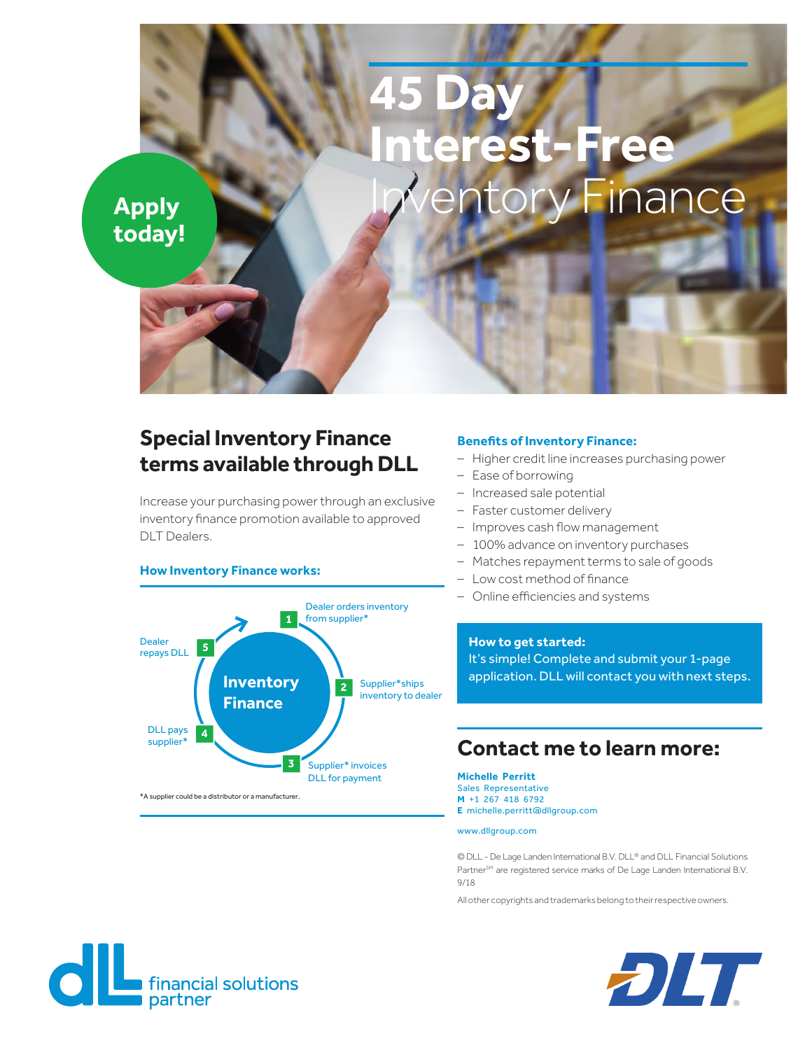# 45 Day Interest-Free Inventory Finance

**Apply today!**

## Special Inventory Finance terms available through DLL

Increase your purchasing power through an exclusive inventory finance promotion available to approved DLT Dealers.

### How Inventory Finance works:

**Inventory Finance**

1. Dealer orders inventory from supplier*
2. Supplier* ships inventory to dealer
3. Supplier* invoices DLL for payment
4. DLL pays supplier*
5. Dealer repays DLL

*A supplier could be a distributor or a manufacturer.

### Benefits of Inventory Finance:

- Higher credit line increases purchasing power
- Ease of borrowing
- Increased sale potential
- Faster customer delivery
- Improves cash flow management
- 100% advance on inventory purchases
- Matches repayment terms to sale of goods
- Low cost method of finance
- Online efficiencies and systems

**How to get started:**
It's simple! Complete and submit your 1-page application. DLL will contact you with next steps.

## Contact me to learn more:

**Michelle Perritt**
Sales Representative
**M** +1 267 418 6792
**E** michelle.perritt@dllgroup.com

www.dllgroup.com

© DLL - De Lage Landen International B.V. DLL® and DLL Financial Solutions Partner[SM] are registered service marks of De Lage Landen International B.V. 9/18

All other copyrights and trademarks belong to their respective owners.

dll financial solutions partner

DLT®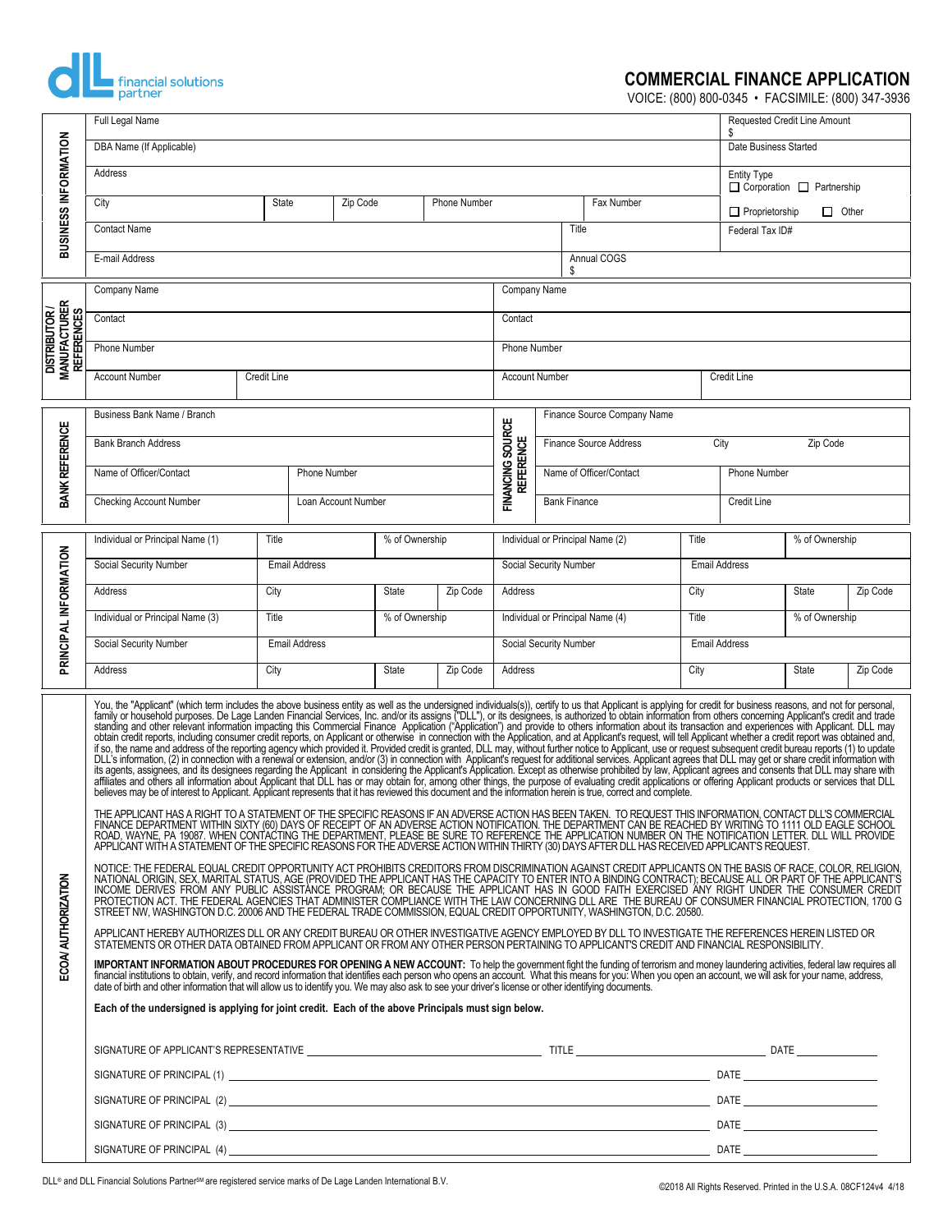dl financial solutions partner

# COMMERCIAL FINANCE APPLICATION

VOICE: (800) 800-0345 • FACSIMILE: (800) 347-3936

## BUSINESS INFORMATION

| | | | | | |
|---|---|---|---|---|---|
| Full Legal Name | | | | | Requested Credit Line Amount $ |
| DBA Name (If Applicable) | | | | | Date Business Started |
| Address | | | | | Entity Type ☐ Corporation ☐ Partnership |
| City | State | Zip Code | Phone Number | Fax Number | ☐ Proprietorship ☐ Other |
| Contact Name | | | | Title | Federal Tax ID# |
| E-mail Address | | | | Annual COGS $ | |

## DISTRIBUTOR / MANUFACTURER REFERENCES

| | | | |
|---|---|---|---|
| Company Name | | Company Name | |
| Contact | | Contact | |
| Phone Number | | Phone Number | |
| Account Number | Credit Line | Account Number | Credit Line |

## BANK REFERENCE / FINANCING SOURCE REFERENCE

| | | | | |
|---|---|---|---|---|
| Business Bank Name / Branch | | Finance Source Company Name | | |
| Bank Branch Address | | Finance Source Address | City | Zip Code |
| Name of Officer/Contact | Phone Number | Name of Officer/Contact | Phone Number | |
| Checking Account Number | Loan Account Number | Bank Finance | Credit Line | |

## PRINCIPAL INFORMATION

| | | | | | | | |
|---|---|---|---|---|---|---|---|
| Individual or Principal Name (1) | Title | % of Ownership | | Individual or Principal Name (2) | Title | % of Ownership | |
| Social Security Number | Email Address | | | Social Security Number | Email Address | | |
| Address | City | State | Zip Code | Address | City | State | Zip Code |
| Individual or Principal Name (3) | Title | % of Ownership | | Individual or Principal Name (4) | Title | % of Ownership | |
| Social Security Number | Email Address | | | Social Security Number | Email Address | | |
| Address | City | State | Zip Code | Address | City | State | Zip Code |

## ECOA/ AUTHORIZATION

You, the "Applicant" (which term includes the above business entity as well as the undersigned individuals(s)), certify to us that Applicant is applying for credit for business reasons, and not for personal, family or household purposes. De Lage Landen Financial Services, Inc. and/or its assigns ("DLL"), or its designees, is authorized to obtain information from others concerning Applicant's credit and trade standing and other relevant information impacting this Commercial Finance Application ("Application") and provide to others information about its transaction and experiences with Applicant. DLL may obtain credit reports, including consumer credit reports, on Applicant or otherwise in connection with the Application, and at Applicant's request, will tell Applicant whether a credit report was obtained and, if so, the name and address of the reporting agency which provided it. Provided credit is granted, DLL may, without further notice to Applicant, use or request subsequent credit bureau reports (1) to update DLL's information, (2) in connection with a renewal or extension, and/or (3) in connection with Applicant's request for additional services. Applicant agrees that DLL may get or share credit information with its agents, assignees, and its designees regarding the Applicant in considering the Applicant's Application. Except as otherwise prohibited by law, Applicant agrees and consents that DLL may share with affiliates and others all information about Applicant that DLL has or may obtain for, among other things, the purpose of evaluating credit applications or offering Applicant products or services that DLL believes may be of interest to Applicant. Applicant represents that it has reviewed this document and the information herein is true, correct and complete.

THE APPLICANT HAS A RIGHT TO A STATEMENT OF THE SPECIFIC REASONS IF AN ADVERSE ACTION HAS BEEN TAKEN. TO REQUEST THIS INFORMATION, CONTACT DLL'S COMMERCIAL FINANCE DEPARTMENT WITHIN SIXTY (60) DAYS OF RECEIPT OF AN ADVERSE ACTION NOTIFICATION. THE DEPARTMENT CAN BE REACHED BY WRITING TO 1111 OLD EAGLE SCHOOL ROAD, WAYNE, PA 19087. WHEN CONTACTING THE DEPARTMENT, PLEASE BE SURE TO REFERENCE THE APPLICATION NUMBER ON THE NOTIFICATION LETTER. DLL WILL PROVIDE APPLICANT WITH A STATEMENT OF THE SPECIFIC REASONS FOR THE ADVERSE ACTION WITHIN THIRTY (30) DAYS AFTER DLL HAS RECEIVED APPLICANT'S REQUEST.

NOTICE: THE FEDERAL EQUAL CREDIT OPPORTUNITY ACT PROHIBITS CREDITORS FROM DISCRIMINATION AGAINST CREDIT APPLICANTS ON THE BASIS OF RACE, COLOR, RELIGION, NATIONAL ORIGIN, SEX, MARITAL STATUS, AGE (PROVIDED THE APPLICANT HAS THE CAPACITY TO ENTER INTO A BINDING CONTRACT); BECAUSE ALL OR PART OF THE APPLICANT'S INCOME DERIVES FROM ANY PUBLIC ASSISTANCE PROGRAM; OR BECAUSE THE APPLICANT HAS IN GOOD FAITH EXERCISED ANY RIGHT UNDER THE CONSUMER CREDIT PROTECTION ACT. THE FEDERAL AGENCIES THAT ADMINISTER COMPLIANCE WITH THE LAW CONCERNING DLL ARE THE BUREAU OF CONSUMER FINANCIAL PROTECTION, 1700 G STREET NW, WASHINGTON D.C. 20006 AND THE FEDERAL TRADE COMMISSION, EQUAL CREDIT OPPORTUNITY, WASHINGTON, D.C. 20580.

APPLICANT HEREBY AUTHORIZES DLL OR ANY CREDIT BUREAU OR OTHER INVESTIGATIVE AGENCY EMPLOYED BY DLL TO INVESTIGATE THE REFERENCES HEREIN LISTED OR STATEMENTS OR OTHER DATA OBTAINED FROM APPLICANT OR FROM ANY OTHER PERSON PERTAINING TO APPLICANT'S CREDIT AND FINANCIAL RESPONSIBILITY.

**IMPORTANT INFORMATION ABOUT PROCEDURES FOR OPENING A NEW ACCOUNT:** To help the government fight the funding of terrorism and money laundering activities, federal law requires all financial institutions to obtain, verify, and record information that identifies each person who opens an account. What this means for you: When you open an account, we will ask for your name, address, date of birth and other information that will allow us to identify you. We may also ask to see your driver's license or other identifying documents.

**Each of the undersigned is applying for joint credit. Each of the above Principals must sign below.**

SIGNATURE OF APPLICANT'S REPRESENTATIVE ____________________ TITLE ____________________ DATE ____________

SIGNATURE OF PRINCIPAL (1) ________________________________________ DATE ____________

SIGNATURE OF PRINCIPAL (2) ________________________________________ DATE ____________

SIGNATURE OF PRINCIPAL (3) ________________________________________ DATE ____________

SIGNATURE OF PRINCIPAL (4) ________________________________________ DATE ____________

DLL® and DLL Financial Solutions Partner℠ are registered service marks of De Lage Landen International B.V.

©2018 All Rights Reserved. Printed in the U.S.A. 08CF124v4 4/18